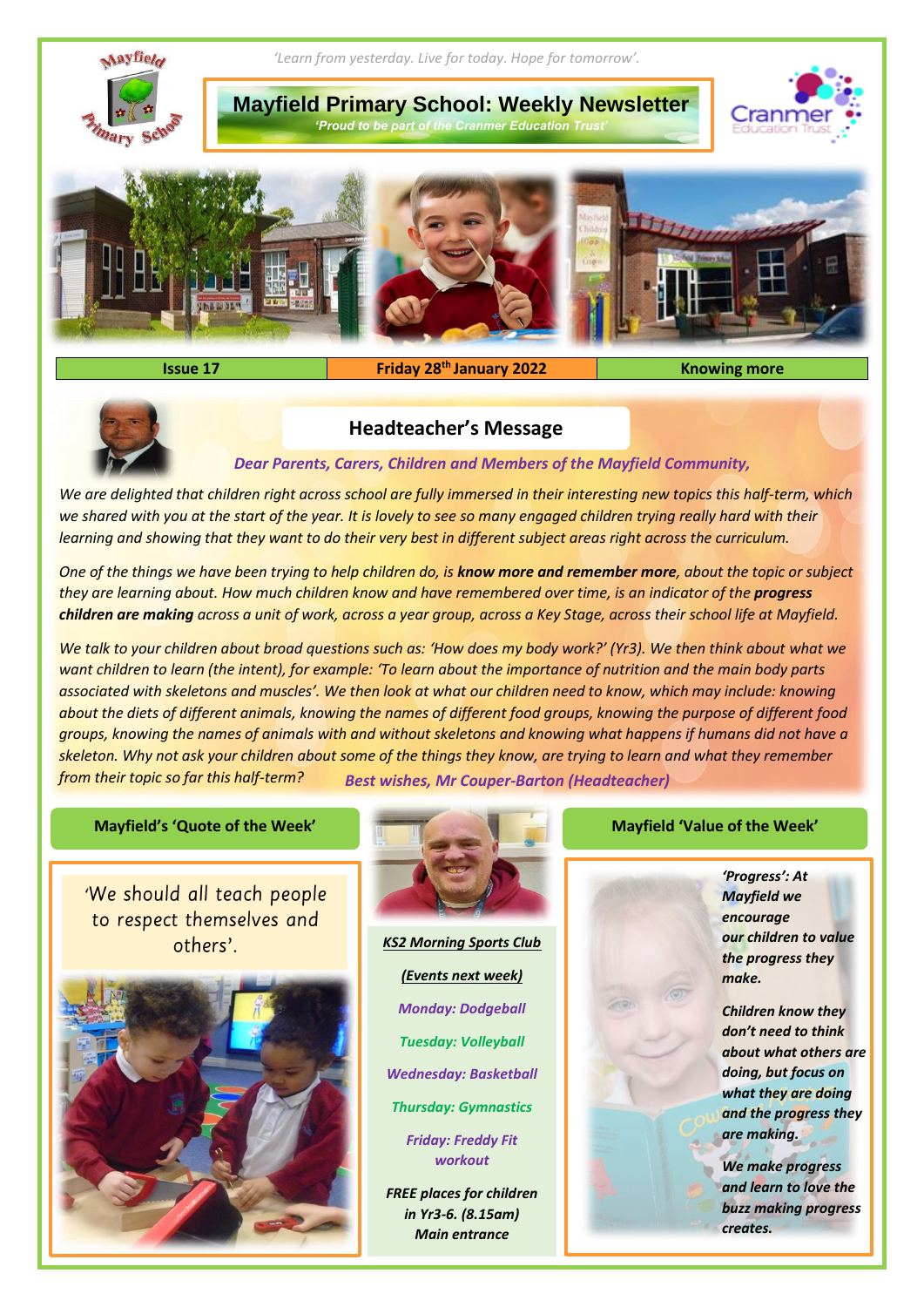*'Learn from yesterday. Live for today. Hope for tomorrow'.*

# Mayfield Primary School: Weekly Newsletter

*'Proud to be part of the Cranmer Education Trust'*

| Issue 17 | Friday 28th January 2022 | Knowing more |
| --- | --- | --- |

## Headteacher's Message

***Dear Parents, Carers, Children and Members of the Mayfield Community,***

*We are delighted that children right across school are fully immersed in their interesting new topics this half-term, which we shared with you at the start of the year. It is lovely to see so many engaged children trying really hard with their learning and showing that they want to do their very best in different subject areas right across the curriculum.*

*One of the things we have been trying to help children do, is **know more and remember more**, about the topic or subject they are learning about. How much children know and have remembered over time, is an indicator of the **progress children are making** across a unit of work, across a year group, across a Key Stage, across their school life at Mayfield.*

*We talk to your children about broad questions such as: 'How does my body work?' (Yr3). We then think about what we want children to learn (the intent), for example: 'To learn about the importance of nutrition and the main body parts associated with skeletons and muscles'. We then look at what our children need to know, which may include: knowing about the diets of different animals, knowing the names of different food groups, knowing the purpose of different food groups, knowing the names of animals with and without skeletons and knowing what happens if humans did not have a skeleton. Why not ask your children about some of the things they know, are trying to learn and what they remember from their topic so far this half-term?*

***Best wishes, Mr Couper-Barton (Headteacher)***

## Mayfield's 'Quote of the Week'

'We should all teach people to respect themselves and others'.

## KS2 Morning Sports Club

***(Events next week)***

*Monday: Dodgeball*

*Tuesday: Volleyball*

*Wednesday: Basketball*

*Thursday: Gymnastics*

*Friday: Freddy Fit workout*

*FREE places for children in Yr3-6. (8.15am) Main entrance*

## Mayfield 'Value of the Week'

*'Progress': At Mayfield we encourage our children to value the progress they make.*

*Children know they don't need to think about what others are doing, but focus on what they are doing and the progress they are making.*

*We make progress and learn to love the buzz making progress creates.*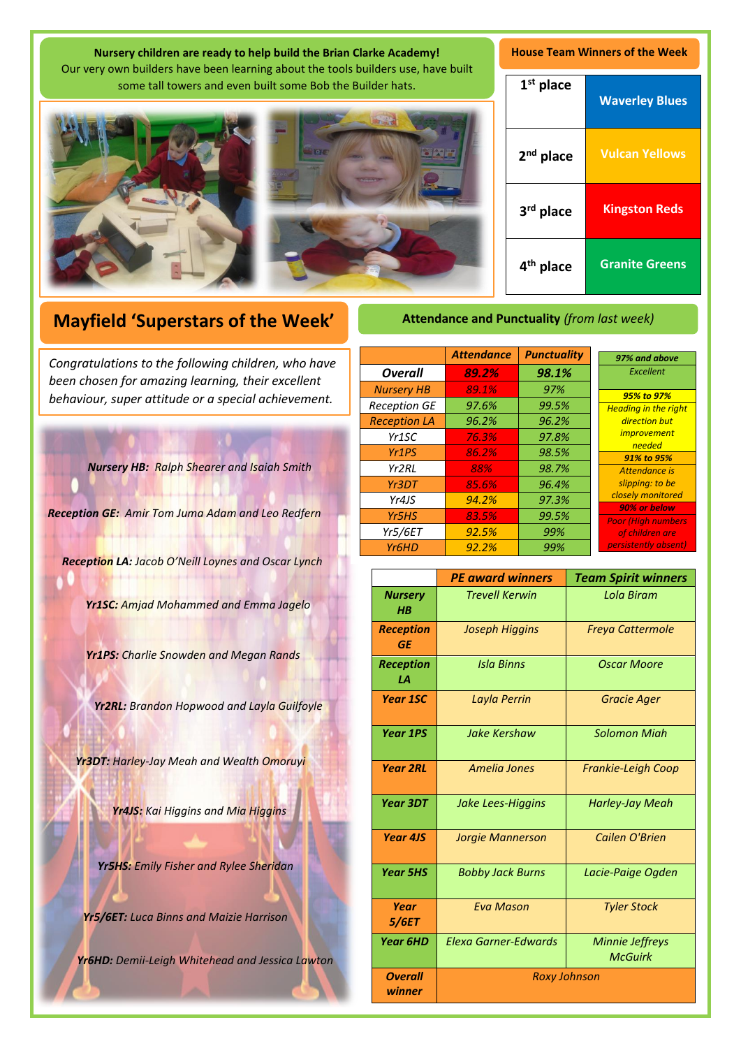**Nursery children are ready to help build the Brian Clarke Academy!**
Our very own builders have been learning about the tools builders use, have built some tall towers and even built some Bob the Builder hats.

## House Team Winners of the Week

| Place | Team |
|---|---|
| 1st place | Waverley Blues |
| 2nd place | Vulcan Yellows |
| 3rd place | Kingston Reds |
| 4th place | Granite Greens |

## Mayfield 'Superstars of the Week'

*Congratulations to the following children, who have been chosen for amazing learning, their excellent behaviour, super attitude or a special achievement.*

***Nursery HB:*** *Ralph Shearer and Isaiah Smith*

***Reception GE:*** *Amir Tom Juma Adam and Leo Redfern*

***Reception LA:*** *Jacob O'Neill Loynes and Oscar Lynch*

***Yr1SC:*** *Amjad Mohammed and Emma Jagelo*

***Yr1PS:*** *Charlie Snowden and Megan Rands*

***Yr2RL:*** *Brandon Hopwood and Layla Guilfoyle*

***Yr3DT:*** *Harley-Jay Meah and Wealth Omoruyi*

***Yr4JS:*** *Kai Higgins and Mia Higgins*

***Yr5HS:*** *Emily Fisher and Rylee Sheridan*

***Yr5/6ET:*** *Luca Binns and Maizie Harrison*

***Yr6HD:*** *Demii-Leigh Whitehead and Jessica Lawton*

## Attendance and Punctuality *(from last week)*

| | Attendance | Punctuality |
|---|---|---|
| **Overall** | **89.2%** | **98.1%** |
| Nursery HB | 89.1% | 97% |
| Reception GE | 97.6% | 99.5% |
| Reception LA | 96.2% | 96.2% |
| Yr1SC | 76.3% | 97.8% |
| Yr1PS | 86.2% | 98.5% |
| Yr2RL | 88% | 98.7% |
| Yr3DT | 85.6% | 96.4% |
| Yr4JS | 94.2% | 97.3% |
| Yr5HS | 83.5% | 99.5% |
| Yr5/6ET | 92.5% | 99% |
| Yr6HD | 92.2% | 99% |

| Key | |
|---|---|
| **97% and above** | Excellent |
| **95% to 97%** | Heading in the right direction but improvement needed |
| **91% to 95%** | Attendance is slipping: to be closely monitored |
| **90% or below** | Poor (High numbers of children are persistently absent) |

| | PE award winners | Team Spirit winners |
|---|---|---|
| **Nursery HB** | Trevell Kerwin | Lola Biram |
| **Reception GE** | Joseph Higgins | Freya Cattermole |
| **Reception LA** | Isla Binns | Oscar Moore |
| **Year 1SC** | Layla Perrin | Gracie Ager |
| **Year 1PS** | Jake Kershaw | Solomon Miah |
| **Year 2RL** | Amelia Jones | Frankie-Leigh Coop |
| **Year 3DT** | Jake Lees-Higgins | Harley-Jay Meah |
| **Year 4JS** | Jorgie Mannerson | Cailen O'Brien |
| **Year 5HS** | Bobby Jack Burns | Lacie-Paige Ogden |
| **Year 5/6ET** | Eva Mason | Tyler Stock |
| **Year 6HD** | Elexa Garner-Edwards | Minnie Jeffreys McGuirk |
| **Overall winner** | Roxy Johnson | |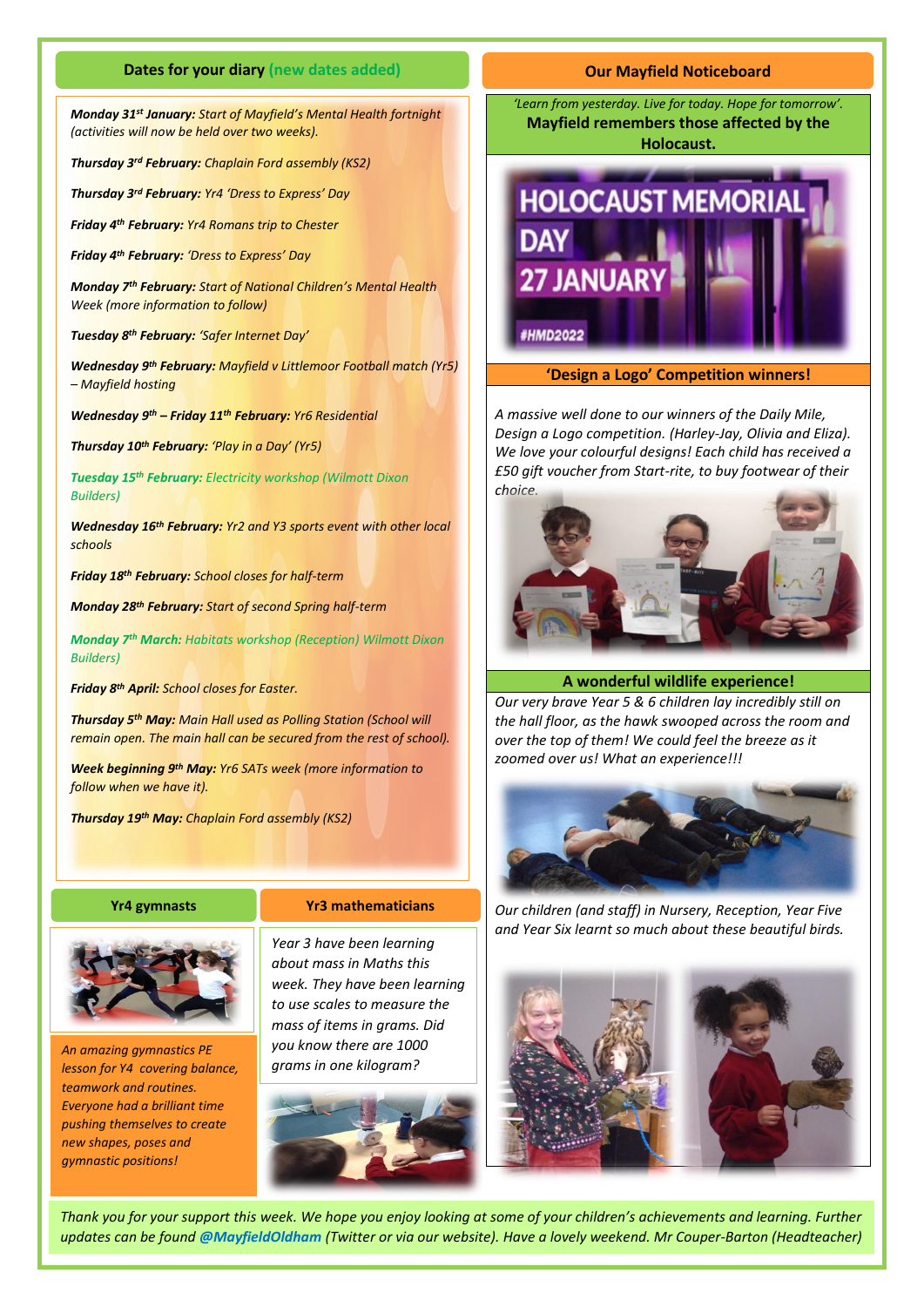## Dates for your diary (new dates added)

***Monday 31st January:*** *Start of Mayfield's Mental Health fortnight (activities will now be held over two weeks).*

***Thursday 3rd February:*** *Chaplain Ford assembly (KS2)*

***Thursday 3rd February:*** *Yr4 'Dress to Express' Day*

***Friday 4th February:*** *Yr4 Romans trip to Chester*

***Friday 4th February:*** *'Dress to Express' Day*

***Monday 7th February:*** *Start of National Children's Mental Health Week (more information to follow)*

***Tuesday 8th February:*** *'Safer Internet Day'*

***Wednesday 9th February:*** *Mayfield v Littlemoor Football match (Yr5) – Mayfield hosting*

***Wednesday 9th – Friday 11th February:*** *Yr6 Residential*

***Thursday 10th February:*** *'Play in a Day' (Yr5)*

***Tuesday 15th February:*** *Electricity workshop (Wilmott Dixon Builders)*

***Wednesday 16th February:*** *Yr2 and Y3 sports event with other local schools*

***Friday 18th February:*** *School closes for half-term*

***Monday 28th February:*** *Start of second Spring half-term*

***Monday 7th March:*** *Habitats workshop (Reception) Wilmott Dixon Builders)*

***Friday 8th April:*** *School closes for Easter.*

***Thursday 5th May:*** *Main Hall used as Polling Station (School will remain open. The main hall can be secured from the rest of school).*

***Week beginning 9th May:*** *Yr6 SATs week (more information to follow when we have it).*

***Thursday 19th May:*** *Chaplain Ford assembly (KS2)*

### Yr4 gymnasts

*An amazing gymnastics PE lesson for Y4 covering balance, teamwork and routines. Everyone had a brilliant time pushing themselves to create new shapes, poses and gymnastic positions!*

### Yr3 mathematicians

*Year 3 have been learning about mass in Maths this week. They have been learning to use scales to measure the mass of items in grams. Did you know there are 1000 grams in one kilogram?*

## Our Mayfield Noticeboard

*'Learn from yesterday. Live for today. Hope for tomorrow'.*

**Mayfield remembers those affected by the Holocaust.**

HOLOCAUST MEMORIAL DAY 27 JANUARY #HMD2022

### 'Design a Logo' Competition winners!

*A massive well done to our winners of the Daily Mile, Design a Logo competition. (Harley-Jay, Olivia and Eliza). We love your colourful designs! Each child has received a £50 gift voucher from Start-rite, to buy footwear of their choice.*

### A wonderful wildlife experience!

*Our very brave Year 5 & 6 children lay incredibly still on the hall floor, as the hawk swooped across the room and over the top of them! We could feel the breeze as it zoomed over us! What an experience!!!*

*Our children (and staff) in Nursery, Reception, Year Five and Year Six learnt so much about these beautiful birds.*

*Thank you for your support this week. We hope you enjoy looking at some of your children's achievements and learning. Further updates can be found **@MayfieldOldham** (Twitter or via our website). Have a lovely weekend. Mr Couper-Barton (Headteacher)*